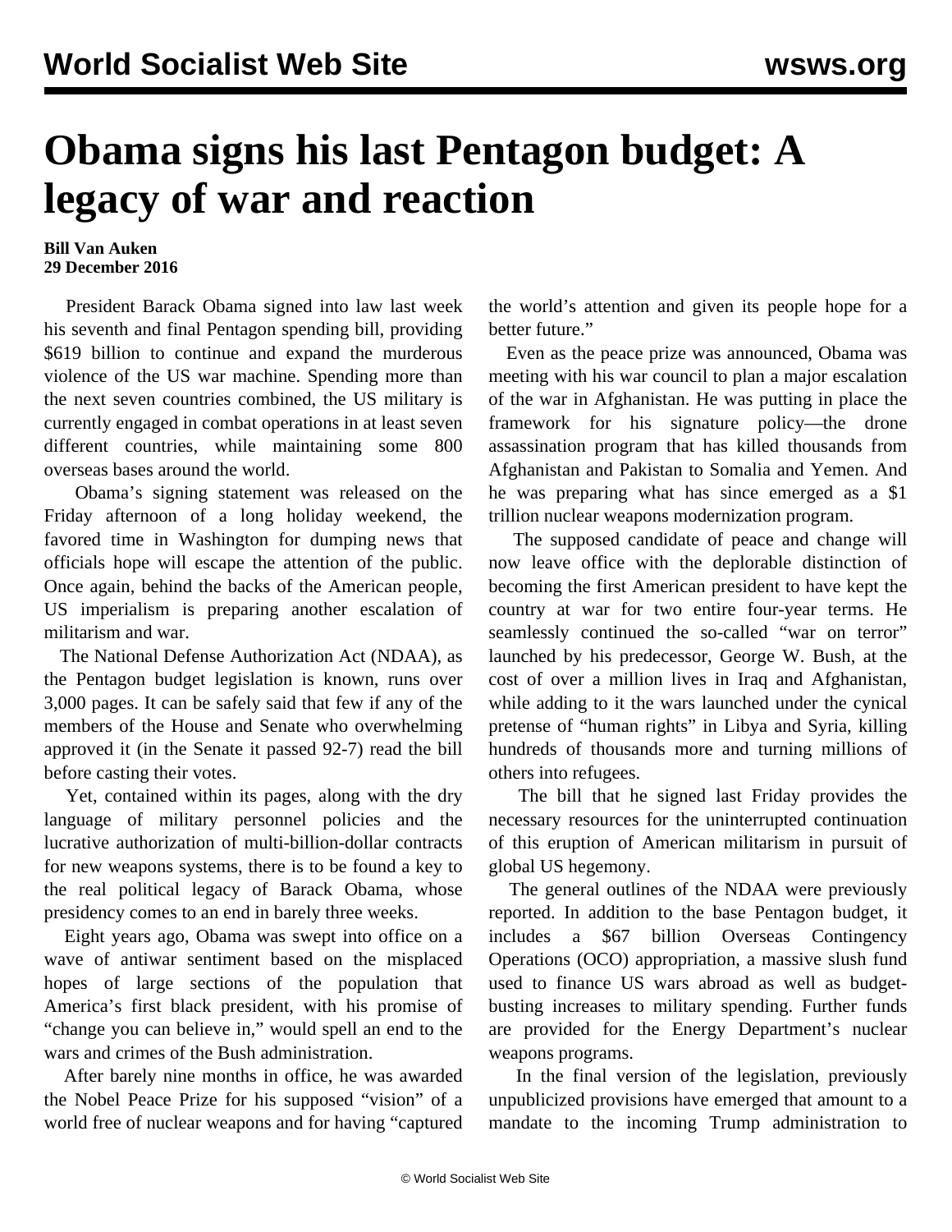# Obama signs his last Pentagon budget: A legacy of war and reaction

**Bill Van Auken**
**29 December 2016**

President Barack Obama signed into law last week his seventh and final Pentagon spending bill, providing $619 billion to continue and expand the murderous violence of the US war machine. Spending more than the next seven countries combined, the US military is currently engaged in combat operations in at least seven different countries, while maintaining some 800 overseas bases around the world.

Obama's signing statement was released on the Friday afternoon of a long holiday weekend, the favored time in Washington for dumping news that officials hope will escape the attention of the public. Once again, behind the backs of the American people, US imperialism is preparing another escalation of militarism and war.

The National Defense Authorization Act (NDAA), as the Pentagon budget legislation is known, runs over 3,000 pages. It can be safely said that few if any of the members of the House and Senate who overwhelming approved it (in the Senate it passed 92-7) read the bill before casting their votes.

Yet, contained within its pages, along with the dry language of military personnel policies and the lucrative authorization of multi-billion-dollar contracts for new weapons systems, there is to be found a key to the real political legacy of Barack Obama, whose presidency comes to an end in barely three weeks.

Eight years ago, Obama was swept into office on a wave of antiwar sentiment based on the misplaced hopes of large sections of the population that America's first black president, with his promise of "change you can believe in," would spell an end to the wars and crimes of the Bush administration.

After barely nine months in office, he was awarded the Nobel Peace Prize for his supposed "vision" of a world free of nuclear weapons and for having "captured the world's attention and given its people hope for a better future."

Even as the peace prize was announced, Obama was meeting with his war council to plan a major escalation of the war in Afghanistan. He was putting in place the framework for his signature policy—the drone assassination program that has killed thousands from Afghanistan and Pakistan to Somalia and Yemen. And he was preparing what has since emerged as a $1 trillion nuclear weapons modernization program.

The supposed candidate of peace and change will now leave office with the deplorable distinction of becoming the first American president to have kept the country at war for two entire four-year terms. He seamlessly continued the so-called "war on terror" launched by his predecessor, George W. Bush, at the cost of over a million lives in Iraq and Afghanistan, while adding to it the wars launched under the cynical pretense of "human rights" in Libya and Syria, killing hundreds of thousands more and turning millions of others into refugees.

The bill that he signed last Friday provides the necessary resources for the uninterrupted continuation of this eruption of American militarism in pursuit of global US hegemony.

The general outlines of the NDAA were previously reported. In addition to the base Pentagon budget, it includes a $67 billion Overseas Contingency Operations (OCO) appropriation, a massive slush fund used to finance US wars abroad as well as budget-busting increases to military spending. Further funds are provided for the Energy Department's nuclear weapons programs.

In the final version of the legislation, previously unpublicized provisions have emerged that amount to a mandate to the incoming Trump administration to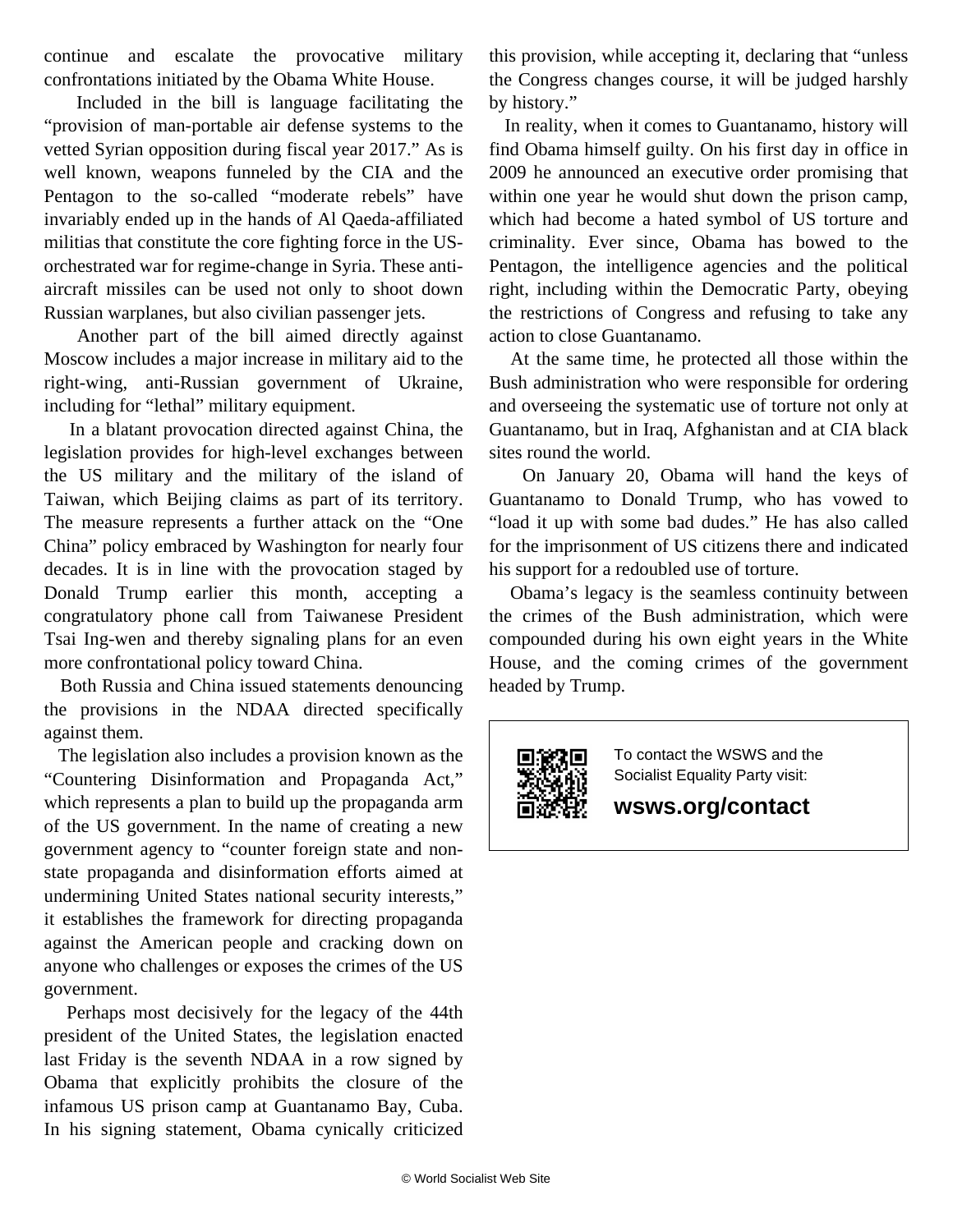continue and escalate the provocative military confrontations initiated by the Obama White House.

Included in the bill is language facilitating the "provision of man-portable air defense systems to the vetted Syrian opposition during fiscal year 2017." As is well known, weapons funneled by the CIA and the Pentagon to the so-called "moderate rebels" have invariably ended up in the hands of Al Qaeda-affiliated militias that constitute the core fighting force in the US-orchestrated war for regime-change in Syria. These anti-aircraft missiles can be used not only to shoot down Russian warplanes, but also civilian passenger jets.

Another part of the bill aimed directly against Moscow includes a major increase in military aid to the right-wing, anti-Russian government of Ukraine, including for "lethal" military equipment.

In a blatant provocation directed against China, the legislation provides for high-level exchanges between the US military and the military of the island of Taiwan, which Beijing claims as part of its territory. The measure represents a further attack on the "One China" policy embraced by Washington for nearly four decades. It is in line with the provocation staged by Donald Trump earlier this month, accepting a congratulatory phone call from Taiwanese President Tsai Ing-wen and thereby signaling plans for an even more confrontational policy toward China.

Both Russia and China issued statements denouncing the provisions in the NDAA directed specifically against them.

The legislation also includes a provision known as the "Countering Disinformation and Propaganda Act," which represents a plan to build up the propaganda arm of the US government. In the name of creating a new government agency to "counter foreign state and non-state propaganda and disinformation efforts aimed at undermining United States national security interests," it establishes the framework for directing propaganda against the American people and cracking down on anyone who challenges or exposes the crimes of the US government.

Perhaps most decisively for the legacy of the 44th president of the United States, the legislation enacted last Friday is the seventh NDAA in a row signed by Obama that explicitly prohibits the closure of the infamous US prison camp at Guantanamo Bay, Cuba. In his signing statement, Obama cynically criticized this provision, while accepting it, declaring that "unless the Congress changes course, it will be judged harshly by history."

In reality, when it comes to Guantanamo, history will find Obama himself guilty. On his first day in office in 2009 he announced an executive order promising that within one year he would shut down the prison camp, which had become a hated symbol of US torture and criminality. Ever since, Obama has bowed to the Pentagon, the intelligence agencies and the political right, including within the Democratic Party, obeying the restrictions of Congress and refusing to take any action to close Guantanamo.

At the same time, he protected all those within the Bush administration who were responsible for ordering and overseeing the systematic use of torture not only at Guantanamo, but in Iraq, Afghanistan and at CIA black sites round the world.

On January 20, Obama will hand the keys of Guantanamo to Donald Trump, who has vowed to "load it up with some bad dudes." He has also called for the imprisonment of US citizens there and indicated his support for a redoubled use of torture.

Obama's legacy is the seamless continuity between the crimes of the Bush administration, which were compounded during his own eight years in the White House, and the coming crimes of the government headed by Trump.

To contact the WSWS and the Socialist Equality Party visit:

**wsws.org/contact**